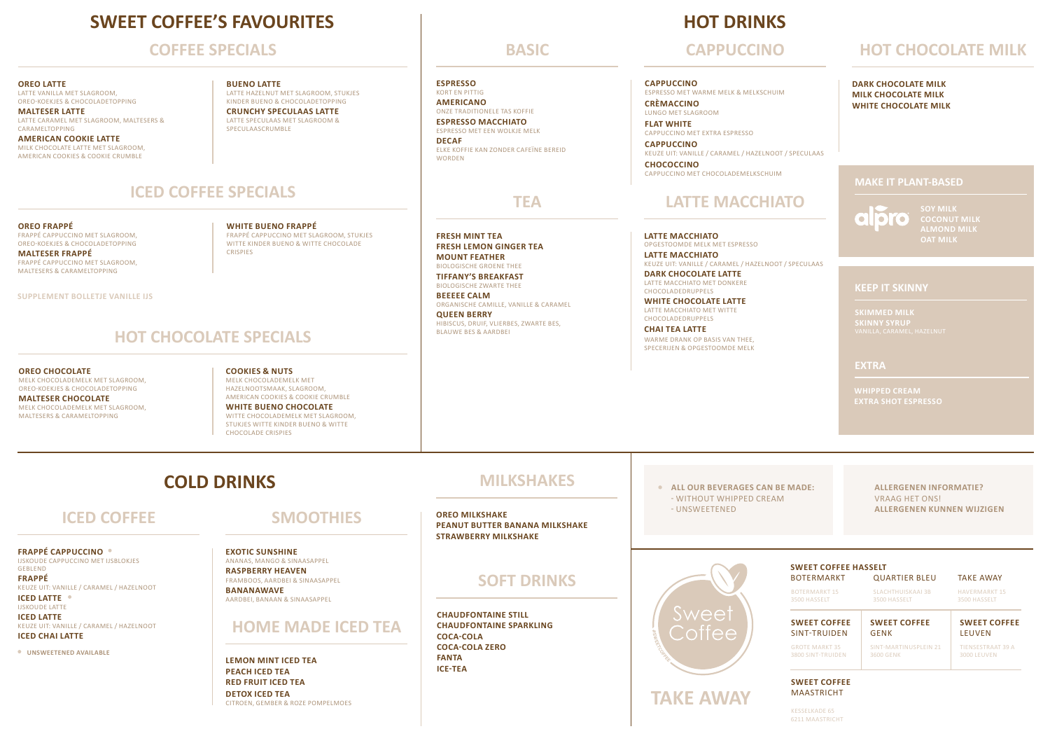# SWEET COFFEE'S FAVOURITES

## COFFEE SPECIALS

**OREO LATTE**
LATTE VANILLA MET SLAGROOM, OREO-KOEKJES & CHOCOLADETOPPING

**MALTESER LATTE**
LATTE CARAMEL MET SLAGROOM, MALTESERS & CARAMELTOPPING

**AMERICAN COOKIE LATTE**
MILK CHOCOLATE LATTE MET SLAGROOM, AMERICAN COOKIES & COOKIE CRUMBLE

**BUENO LATTE**
LATTE HAZELNUT MET SLAGROOM, STUKJES KINDER BUENO & CHOCOLADETOPPING

**CRUNCHY SPECULAAS LATTE**
LATTE SPECULAAS MET SLAGROOM & SPECULAASCRUMBLE

## ICED COFFEE SPECIALS

**OREO FRAPPÉ**
FRAPPÉ CAPPUCCINO MET SLAGROOM, OREO-KOEKJES & CHOCOLADETOPPING

**MALTESER FRAPPÉ**
FRAPPÉ CAPPUCCINO MET SLAGROOM, MALTESERS & CARAMELTOPPING

**WHITE BUENO FRAPPÉ**
FRAPPÉ CAPPUCCINO MET SLAGROOM, STUKJES WITTE KINDER BUENO & WITTE CHOCOLADE CRISPIES

SUPPLEMENT BOLLETJE VANILLE IJS

## HOT CHOCOLATE SPECIALS

**OREO CHOCOLATE**
MELK CHOCOLADEMELK MET SLAGROOM, OREO-KOEKJES & CHOCOLADETOPPING

**MALTESER CHOCOLATE**
MELK CHOCOLADEMELK MET SLAGROOM, MALTESERS & CARAMELTOPPING

**COOKIES & NUTS**
MELK CHOCOLADEMELK MET HAZELNOOTSMAAK, SLAGROOM, AMERICAN COOKIES & COOKIE CRUMBLE

**WHITE BUENO CHOCOLATE**
WITTE CHOCOLADEMELK MET SLAGROOM, STUKJES WITTE KINDER BUENO & WITTE CHOCOLADE CRISPIES

# HOT DRINKS

## BASIC

**ESPRESSO**
KORT EN PITTIG

**AMERICANO**
ONZE TRADITIONELE TAS KOFFIE

**ESPRESSO MACCHIATO**
ESPRESSO MET EEN WOLKJE MELK

**DECAF**
ELKE KOFFIE KAN ZONDER CAFEÏNE BEREID WORDEN

## TEA

**FRESH MINT TEA**

**FRESH LEMON GINGER TEA**

**MOUNT FEATHER**
BIOLOGISCHE GROENE THEE

**TIFFANY'S BREAKFAST**
BIOLOGISCHE ZWARTE THEE

**BEEEEE CALM**
ORGANISCHE CAMILLE, VANILLE & CARAMEL

**QUEEN BERRY**
HIBISCUS, DRUIF, VLIERBES, ZWARTE BES, BLAUWE BES & AARDBEI

## CAPPUCCINO

**CAPPUCCINO**
ESPRESSO MET WARME MELK & MELKSCHUIM

**CRÈMACCINO**
LUNGO MET SLAGROOM

**FLAT WHITE**
CAPPUCCINO MET EXTRA ESPRESSO

**CAPPUCCINO**
KEUZE UIT: VANILLE / CARAMEL / HAZELNOOT / SPECULAAS

**CHOCOCCINO**
CAPPUCCINO MET CHOCOLADEMELKSCHUIM

## LATTE MACCHIATO

**LATTE MACCHIATO**
OPGESTOOMDE MELK MET ESPRESSO

**LATTE MACCHIATO**
KEUZE UIT: VANILLE / CARAMEL / HAZELNOOT / SPECULAAS

**DARK CHOCOLATE LATTE**
LATTE MACCHIATO MET DONKERE CHOCOLADEDRUPPELS

**WHITE CHOCOLATE LATTE**
LATTE MACCHIATO MET WITTE CHOCOLADEDRUPPELS

**CHAI TEA LATTE**
WARME DRANK OP BASIS VAN THEE, SPECERIJEN & OPGESTOOMDE MELK

## HOT CHOCOLATE MILK

**DARK CHOCOLATE MILK**
**MILK CHOCOLATE MILK**
**WHITE CHOCOLATE MILK**

### MAKE IT PLANT-BASED

alpro

**SOY MILK**
**COCONUT MILK**
**ALMOND MILK**
**OAT MILK**

### KEEP IT SKINNY

**SKIMMED MILK**
**SKINNY SYRUP**
VANILLA, CARAMEL, HAZELNUT

### EXTRA

**WHIPPED CREAM**
**EXTRA SHOT ESPRESSO**

# COLD DRINKS

## ICED COFFEE

**FRAPPÉ CAPPUCCINO** •
IJSKOUDE CAPPUCCINO MET IJSBLOKJES GEBLEND

**FRAPPÉ**
KEUZE UIT: VANILLE / CARAMEL / HAZELNOOT

**ICED LATTE** •
IJSKOUDE LATTE

**ICED LATTE**
KEUZE UIT: VANILLE / CARAMEL / HAZELNOOT

**ICED CHAI LATTE**

• UNSWEETENED AVAILABLE

## SMOOTHIES

**EXOTIC SUNSHINE**
ANANAS, MANGO & SINAASAPPEL

**RASPBERRY HEAVEN**
FRAMBOOS, AARDBEI & SINAASAPPEL

**BANANAWAVE**
AARDBEI, BANAAN & SINAASAPPEL

## HOME MADE ICED TEA

**LEMON MINT ICED TEA**
**PEACH ICED TEA**
**RED FRUIT ICED TEA**
**DETOX ICED TEA**
CITROEN, GEMBER & ROZE POMPELMOES

## MILKSHAKES

**OREO MILKSHAKE**
**PEANUT BUTTER BANANA MILKSHAKE**
**STRAWBERRY MILKSHAKE**

## SOFT DRINKS

**CHAUDFONTAINE STILL**
**CHAUDFONTAINE SPARKLING**
**COCA-COLA**
**COCA-COLA ZERO**
**FANTA**
**ICE-TEA**

---

• **ALL OUR BEVERAGES CAN BE MADE:**
- WITHOUT WHIPPED CREAM
- UNSWEETENED

**ALLERGENEN INFORMATIE?**
VRAAG HET ONS!
**ALLERGENEN KUNNEN WIJZIGEN**

---

Sweet Coffee
#SWEETCOFFEE

# TAKE AWAY

**SWEET COFFEE HASSELT**

| BOTERMARKT | QUARTIER BLEU | TAKE AWAY |
|---|---|---|
| BOTERMARKT 15<br>3500 HASSELT | SLACHTHUISKAAI 38<br>3500 HASSELT | HAVERMARKT 15<br>3500 HASSELT |

| **SWEET COFFEE** SINT-TRUIDEN | **SWEET COFFEE** GENK | **SWEET COFFEE** LEUVEN |
|---|---|---|
| GROTE MARKT 35<br>3800 SINT-TRUIDEN | SINT-MARTINUSPLEIN 21<br>3600 GENK | TIENSESTRAAT 39 A<br>3000 LEUVEN |

**SWEET COFFEE**
MAASTRICHT

KESSELKADE 65
6211 MAASTRICHT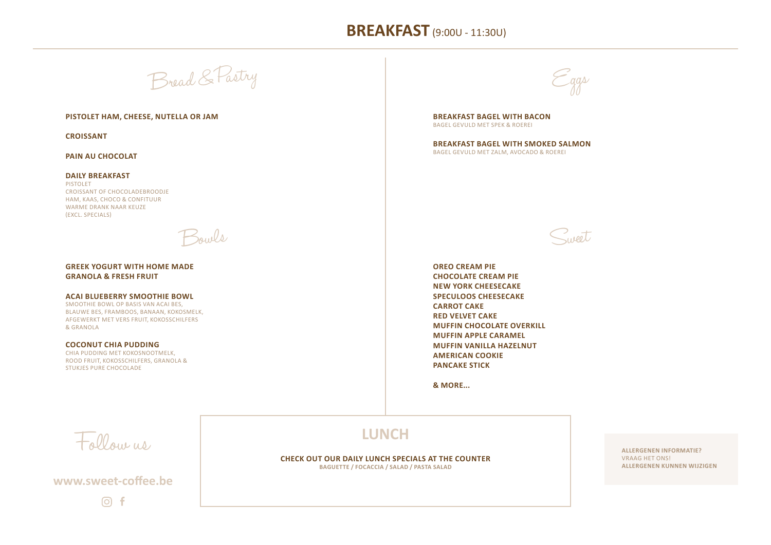# BREAKFAST (9:00U - 11:30U)

## Bread & Pastry

**PISTOLET HAM, CHEESE, NUTELLA OR JAM**

**CROISSANT**

**PAIN AU CHOCOLAT**

**DAILY BREAKFAST**
PISTOLET
CROISSANT OF CHOCOLADEBROODJE
HAM, KAAS, CHOCO & CONFITUUR
WARME DRANK NAAR KEUZE
(EXCL. SPECIALS)

## Bowls

**GREEK YOGURT WITH HOME MADE GRANOLA & FRESH FRUIT**

**ACAI BLUEBERRY SMOOTHIE BOWL**
SMOOTHIE BOWL OP BASIS VAN ACAI BES, BLAUWE BES, FRAMBOOS, BANAAN, KOKOSMELK, AFGEWERKT MET VERS FRUIT, KOKOSSCHILFERS & GRANOLA

**COCONUT CHIA PUDDING**
CHIA PUDDING MET KOKOSNOOTMELK, ROOD FRUIT, KOKOSSCHILFERS, GRANOLA & STUKJES PURE CHOCOLADE

## Eggs

**BREAKFAST BAGEL WITH BACON**
BAGEL GEVULD MET SPEK & ROEREI

**BREAKFAST BAGEL WITH SMOKED SALMON**
BAGEL GEVULD MET ZALM, AVOCADO & ROEREI

## Sweet

**OREO CREAM PIE**
**CHOCOLATE CREAM PIE**
**NEW YORK CHEESECAKE**
**SPECULOOS CHEESECAKE**
**CARROT CAKE**
**RED VELVET CAKE**
**MUFFIN CHOCOLATE OVERKILL**
**MUFFIN APPLE CARAMEL**
**MUFFIN VANILLA HAZELNUT**
**AMERICAN COOKIE**
**PANCAKE STICK**

**& MORE...**

## LUNCH

**CHECK OUT OUR DAILY LUNCH SPECIALS AT THE COUNTER**
BAGUETTE / FOCACCIA / SALAD / PASTA SALAD

Follow us

www.sweet-coffee.be

**ALLERGENEN INFORMATIE?**
VRAAG HET ONS!
**ALLERGENEN KUNNEN WIJZIGEN**